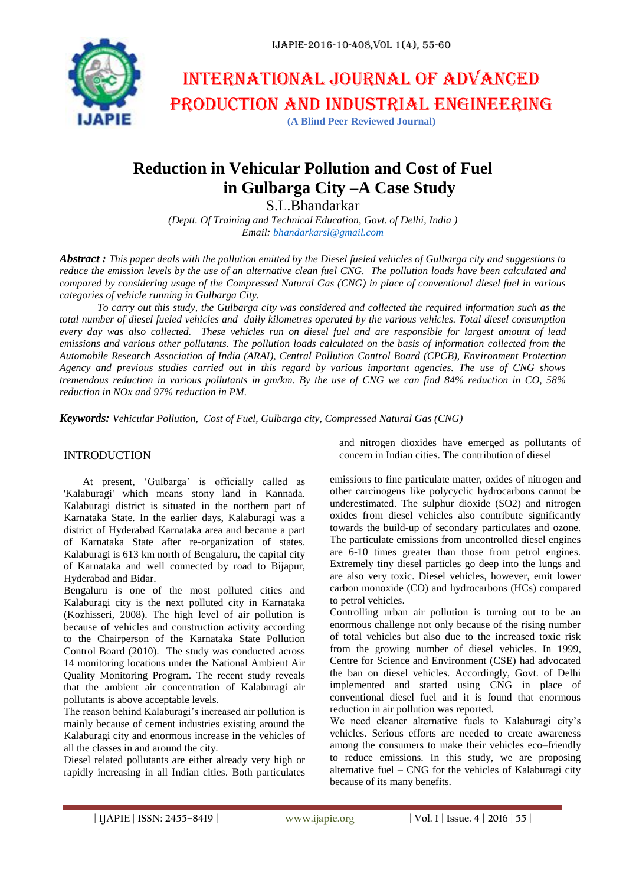# INTERNATIONAL JOURNAL OF ADVANCED PRODUCTION AND INDUSTRIAL ENGINEERING

**(A Blind Peer Reviewed Journal)**

# Reduction in Vehicular Pollution and Cost of Fuel in Gulbarga City –A Case Study

S.L.Bhandarkar

*(Deptt. Of Training and Technical Education, Govt. of Delhi, India )*
*Email: bhandarkarsl@gmail.com*

***Abstract :*** *This paper deals with the pollution emitted by the Diesel fueled vehicles of Gulbarga city and suggestions to reduce the emission levels by the use of an alternative clean fuel CNG. The pollution loads have been calculated and compared by considering usage of the Compressed Natural Gas (CNG) in place of conventional diesel fuel in various categories of vehicle running in Gulbarga City.*

*To carry out this study, the Gulbarga city was considered and collected the required information such as the total number of diesel fueled vehicles and daily kilometres operated by the various vehicles. Total diesel consumption every day was also collected. These vehicles run on diesel fuel and are responsible for largest amount of lead emissions and various other pollutants. The pollution loads calculated on the basis of information collected from the Automobile Research Association of India (ARAI), Central Pollution Control Board (CPCB), Environment Protection Agency and previous studies carried out in this regard by various important agencies. The use of CNG shows tremendous reduction in various pollutants in gm/km. By the use of CNG we can find 84% reduction in CO, 58% reduction in NOx and 97% reduction in PM.*

***Keywords:*** *Vehicular Pollution, Cost of Fuel, Gulbarga city, Compressed Natural Gas (CNG)*

## INTRODUCTION

At present, 'Gulbarga' is officially called as 'Kalaburagi' which means stony land in Kannada. Kalaburagi district is situated in the northern part of Karnataka State. In the earlier days, Kalaburagi was a district of Hyderabad Karnataka area and became a part of Karnataka State after re-organization of states. Kalaburagi is 613 km north of Bengaluru, the capital city of Karnataka and well connected by road to Bijapur, Hyderabad and Bidar.

Bengaluru is one of the most polluted cities and Kalaburagi city is the next polluted city in Karnataka (Kozhisseri, 2008). The high level of air pollution is because of vehicles and construction activity according to the Chairperson of the Karnataka State Pollution Control Board (2010). The study was conducted across 14 monitoring locations under the National Ambient Air Quality Monitoring Program. The recent study reveals that the ambient air concentration of Kalaburagi air pollutants is above acceptable levels.

The reason behind Kalaburagi's increased air pollution is mainly because of cement industries existing around the Kalaburagi city and enormous increase in the vehicles of all the classes in and around the city.

Diesel related pollutants are either already very high or rapidly increasing in all Indian cities. Both particulates and nitrogen dioxides have emerged as pollutants of concern in Indian cities. The contribution of diesel emissions to fine particulate matter, oxides of nitrogen and other carcinogens like polycyclic hydrocarbons cannot be underestimated. The sulphur dioxide (SO2) and nitrogen oxides from diesel vehicles also contribute significantly towards the build-up of secondary particulates and ozone. The particulate emissions from uncontrolled diesel engines are 6-10 times greater than those from petrol engines. Extremely tiny diesel particles go deep into the lungs and are also very toxic. Diesel vehicles, however, emit lower carbon monoxide (CO) and hydrocarbons (HCs) compared to petrol vehicles.

Controlling urban air pollution is turning out to be an enormous challenge not only because of the rising number of total vehicles but also due to the increased toxic risk from the growing number of diesel vehicles. In 1999, Centre for Science and Environment (CSE) had advocated the ban on diesel vehicles. Accordingly, Govt. of Delhi implemented and started using CNG in place of conventional diesel fuel and it is found that enormous reduction in air pollution was reported.

We need cleaner alternative fuels to Kalaburagi city's vehicles. Serious efforts are needed to create awareness among the consumers to make their vehicles eco–friendly to reduce emissions. In this study, we are proposing alternative fuel – CNG for the vehicles of Kalaburagi city because of its many benefits.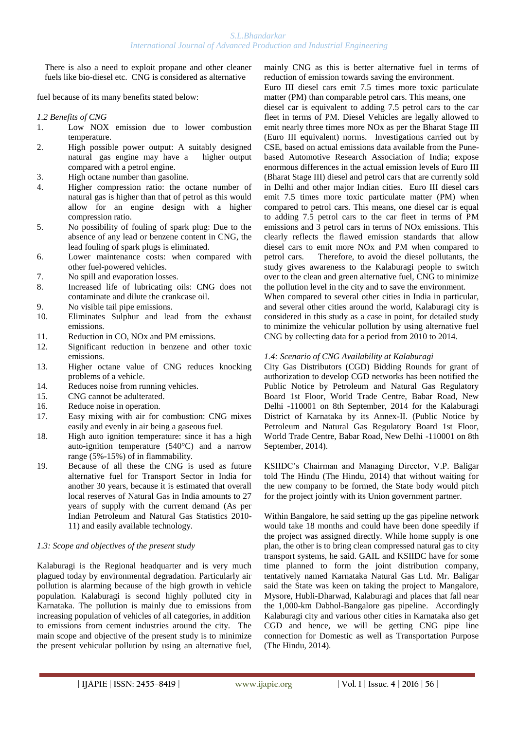There is also a need to exploit propane and other cleaner fuels like bio-diesel etc. CNG is considered as alternative fuel because of its many benefits stated below:

*1.2 Benefits of CNG*

1. Low NOX emission due to lower combustion temperature.
2. High possible power output: A suitably designed natural gas engine may have a higher output compared with a petrol engine.
3. High octane number than gasoline.
4. Higher compression ratio: the octane number of natural gas is higher than that of petrol as this would allow for an engine design with a higher compression ratio.
5. No possibility of fouling of spark plug: Due to the absence of any lead or benzene content in CNG, the lead fouling of spark plugs is eliminated.
6. Lower maintenance costs: when compared with other fuel-powered vehicles.
7. No spill and evaporation losses.
8. Increased life of lubricating oils: CNG does not contaminate and dilute the crankcase oil.
9. No visible tail pipe emissions.
10. Eliminates Sulphur and lead from the exhaust emissions.
11. Reduction in CO, NOx and PM emissions.
12. Significant reduction in benzene and other toxic emissions.
13. Higher octane value of CNG reduces knocking problems of a vehicle.
14. Reduces noise from running vehicles.
15. CNG cannot be adulterated.
16. Reduce noise in operation.
17. Easy mixing with air for combustion: CNG mixes easily and evenly in air being a gaseous fuel.
18. High auto ignition temperature: since it has a high auto-ignition temperature (540°C) and a narrow range (5%-15%) of in flammability.
19. Because of all these the CNG is used as future alternative fuel for Transport Sector in India for another 30 years, because it is estimated that overall local reserves of Natural Gas in India amounts to 27 years of supply with the current demand (As per Indian Petroleum and Natural Gas Statistics 2010-11) and easily available technology.

*1.3: Scope and objectives of the present study*

Kalaburagi is the Regional headquarter and is very much plagued today by environmental degradation. Particularly air pollution is alarming because of the high growth in vehicle population. Kalaburagi is second highly polluted city in Karnataka. The pollution is mainly due to emissions from increasing population of vehicles of all categories, in addition to emissions from cement industries around the city. The main scope and objective of the present study is to minimize the present vehicular pollution by using an alternative fuel, mainly CNG as this is better alternative fuel in terms of reduction of emission towards saving the environment.

Euro III diesel cars emit 7.5 times more toxic particulate matter (PM) than comparable petrol cars. This means, one diesel car is equivalent to adding 7.5 petrol cars to the car fleet in terms of PM. Diesel Vehicles are legally allowed to emit nearly three times more NOx as per the Bharat Stage III (Euro III equivalent) norms. Investigations carried out by CSE, based on actual emissions data available from the Pune-based Automotive Research Association of India; expose enormous differences in the actual emission levels of Euro III (Bharat Stage III) diesel and petrol cars that are currently sold in Delhi and other major Indian cities. Euro III diesel cars emit 7.5 times more toxic particulate matter (PM) when compared to petrol cars. This means, one diesel car is equal to adding 7.5 petrol cars to the car fleet in terms of PM emissions and 3 petrol cars in terms of NOx emissions. This clearly reflects the flawed emission standards that allow diesel cars to emit more NOx and PM when compared to petrol cars. Therefore, to avoid the diesel pollutants, the study gives awareness to the Kalaburagi people to switch over to the clean and green alternative fuel, CNG to minimize the pollution level in the city and to save the environment.

When compared to several other cities in India in particular, and several other cities around the world, Kalaburagi city is considered in this study as a case in point, for detailed study to minimize the vehicular pollution by using alternative fuel CNG by collecting data for a period from 2010 to 2014.

*1.4: Scenario of CNG Availability at Kalaburagi*

City Gas Distributors (CGD) Bidding Rounds for grant of authorization to develop CGD networks has been notified the Public Notice by Petroleum and Natural Gas Regulatory Board 1st Floor, World Trade Centre, Babar Road, New Delhi -110001 on 8th September, 2014 for the Kalaburagi District of Karnataka by its Annex-II. (Public Notice by Petroleum and Natural Gas Regulatory Board 1st Floor, World Trade Centre, Babar Road, New Delhi -110001 on 8th September, 2014).

KSIIDC's Chairman and Managing Director, V.P. Baligar told The Hindu (The Hindu, 2014) that without waiting for the new company to be formed, the State body would pitch for the project jointly with its Union government partner.

Within Bangalore, he said setting up the gas pipeline network would take 18 months and could have been done speedily if the project was assigned directly. While home supply is one plan, the other is to bring clean compressed natural gas to city transport systems, he said. GAIL and KSIIDC have for some time planned to form the joint distribution company, tentatively named Karnataka Natural Gas Ltd. Mr. Baligar said the State was keen on taking the project to Mangalore, Mysore, Hubli-Dharwad, Kalaburagi and places that fall near the 1,000-km Dabhol-Bangalore gas pipeline. Accordingly Kalaburagi city and various other cities in Karnataka also get CGD and hence, we will be getting CNG pipe line connection for Domestic as well as Transportation Purpose (The Hindu, 2014).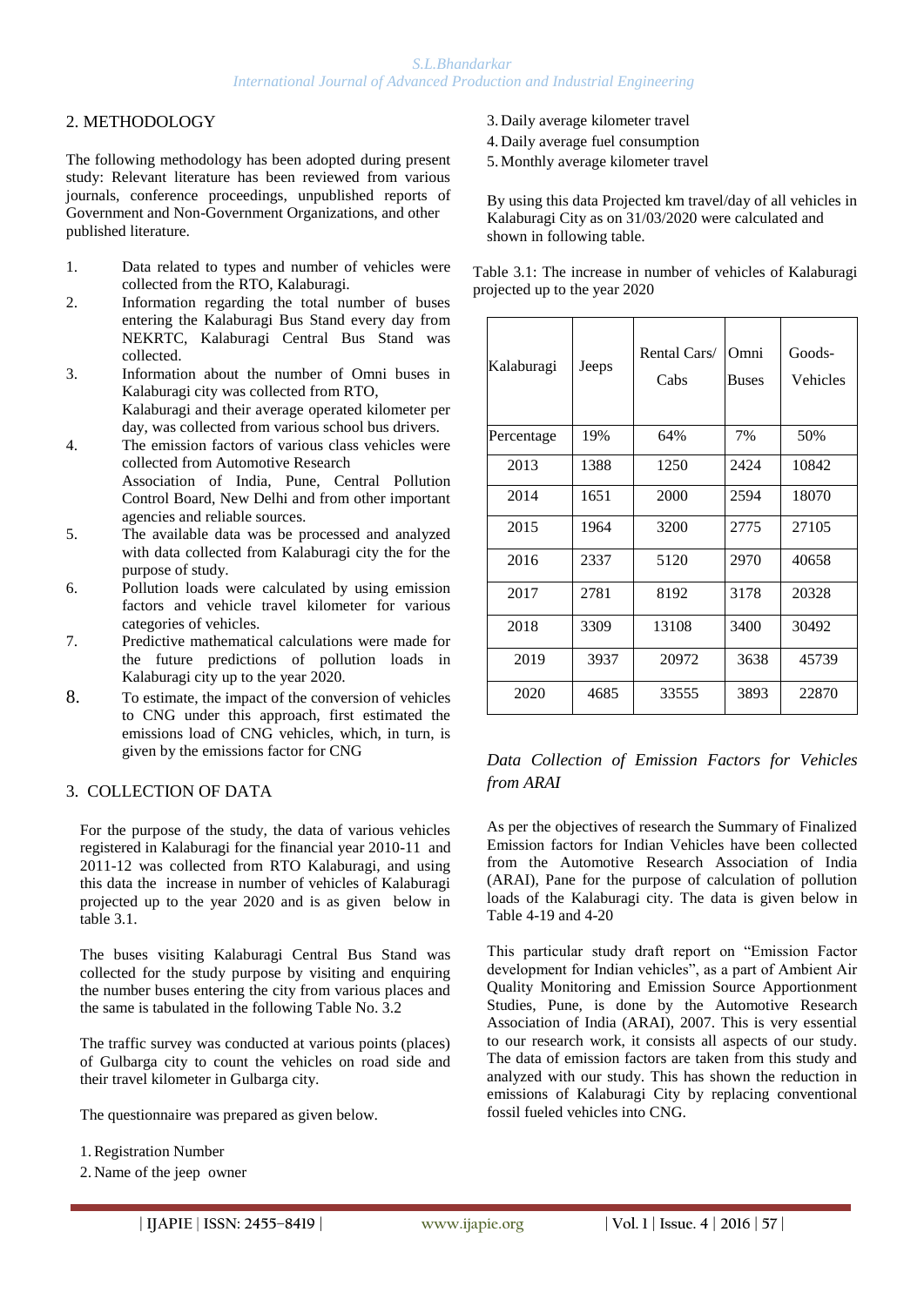## 2. METHODOLOGY

The following methodology has been adopted during present study: Relevant literature has been reviewed from various journals, conference proceedings, unpublished reports of Government and Non-Government Organizations, and other published literature.

1. Data related to types and number of vehicles were collected from the RTO, Kalaburagi.
2. Information regarding the total number of buses entering the Kalaburagi Bus Stand every day from NEKRTC, Kalaburagi Central Bus Stand was collected.
3. Information about the number of Omni buses in Kalaburagi city was collected from RTO, Kalaburagi and their average operated kilometer per day, was collected from various school bus drivers.
4. The emission factors of various class vehicles were collected from Automotive Research Association of India, Pune, Central Pollution Control Board, New Delhi and from other important agencies and reliable sources.
5. The available data was be processed and analyzed with data collected from Kalaburagi city the for the purpose of study.
6. Pollution loads were calculated by using emission factors and vehicle travel kilometer for various categories of vehicles.
7. Predictive mathematical calculations were made for the future predictions of pollution loads in Kalaburagi city up to the year 2020.
8. To estimate, the impact of the conversion of vehicles to CNG under this approach, first estimated the emissions load of CNG vehicles, which, in turn, is given by the emissions factor for CNG

## 3. COLLECTION OF DATA

For the purpose of the study, the data of various vehicles registered in Kalaburagi for the financial year 2010-11 and 2011-12 was collected from RTO Kalaburagi, and using this data the increase in number of vehicles of Kalaburagi projected up to the year 2020 and is as given below in table 3.1.

The buses visiting Kalaburagi Central Bus Stand was collected for the study purpose by visiting and enquiring the number buses entering the city from various places and the same is tabulated in the following Table No. 3.2

The traffic survey was conducted at various points (places) of Gulbarga city to count the vehicles on road side and their travel kilometer in Gulbarga city.

The questionnaire was prepared as given below.

1. Registration Number
2. Name of the jeep owner
3. Daily average kilometer travel
4. Daily average fuel consumption
5. Monthly average kilometer travel

By using this data Projected km travel/day of all vehicles in Kalaburagi City as on 31/03/2020 were calculated and shown in following table.

Table 3.1: The increase in number of vehicles of Kalaburagi projected up to the year 2020

| Kalaburagi | Jeeps | Rental Cars/ Cabs | Omni Buses | Goods-Vehicles |
|---|---|---|---|---|
| Percentage | 19% | 64% | 7% | 50% |
| 2013 | 1388 | 1250 | 2424 | 10842 |
| 2014 | 1651 | 2000 | 2594 | 18070 |
| 2015 | 1964 | 3200 | 2775 | 27105 |
| 2016 | 2337 | 5120 | 2970 | 40658 |
| 2017 | 2781 | 8192 | 3178 | 20328 |
| 2018 | 3309 | 13108 | 3400 | 30492 |
| 2019 | 3937 | 20972 | 3638 | 45739 |
| 2020 | 4685 | 33555 | 3893 | 22870 |

### *Data Collection of Emission Factors for Vehicles from ARAI*

As per the objectives of research the Summary of Finalized Emission factors for Indian Vehicles have been collected from the Automotive Research Association of India (ARAI), Pane for the purpose of calculation of pollution loads of the Kalaburagi city. The data is given below in Table 4-19 and 4-20

This particular study draft report on "Emission Factor development for Indian vehicles", as a part of Ambient Air Quality Monitoring and Emission Source Apportionment Studies, Pune, is done by the Automotive Research Association of India (ARAI), 2007. This is very essential to our research work, it consists all aspects of our study. The data of emission factors are taken from this study and analyzed with our study. This has shown the reduction in emissions of Kalaburagi City by replacing conventional fossil fueled vehicles into CNG.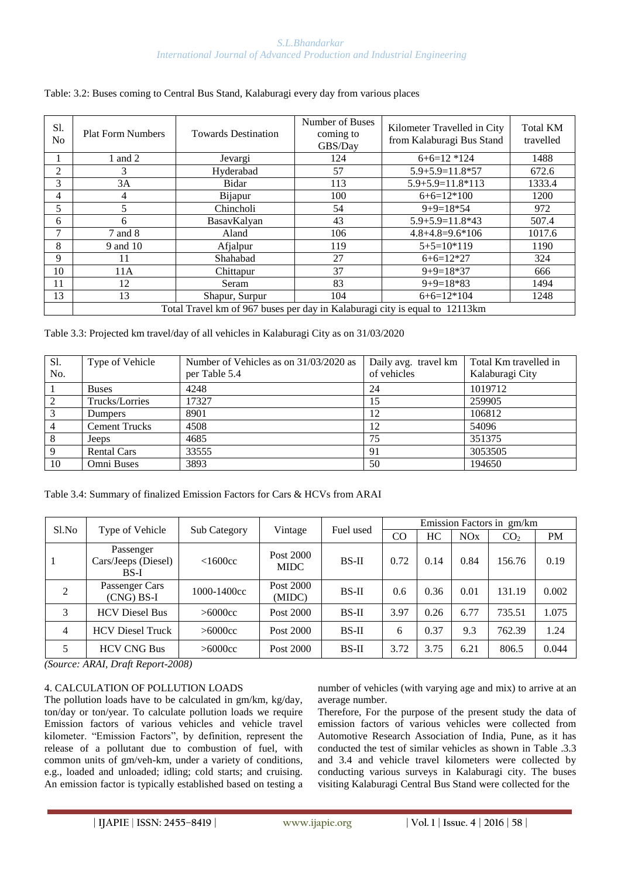Table: 3.2: Buses coming to Central Bus Stand, Kalaburagi every day from various places

| Sl. No | Plat Form Numbers | Towards Destination | Number of Buses coming to GBS/Day | Kilometer Travelled in City from Kalaburagi Bus Stand | Total KM travelled |
|---|---|---|---|---|---|
| 1 | 1 and 2 | Jevargi | 124 | 6+6=12 *124 | 1488 |
| 2 | 3 | Hyderabad | 57 | 5.9+5.9=11.8*57 | 672.6 |
| 3 | 3A | Bidar | 113 | 5.9+5.9=11.8*113 | 1333.4 |
| 4 | 4 | Bijapur | 100 | 6+6=12*100 | 1200 |
| 5 | 5 | Chincholi | 54 | 9+9=18*54 | 972 |
| 6 | 6 | BasavKalyan | 43 | 5.9+5.9=11.8*43 | 507.4 |
| 7 | 7 and 8 | Aland | 106 | 4.8+4.8=9.6*106 | 1017.6 |
| 8 | 9 and 10 | Afjalpur | 119 | 5+5=10*119 | 1190 |
| 9 | 11 | Shahabad | 27 | 6+6=12*27 | 324 |
| 10 | 11A | Chittapur | 37 | 9+9=18*37 | 666 |
| 11 | 12 | Seram | 83 | 9+9=18*83 | 1494 |
| 13 | 13 | Shapur, Surpur | 104 | 6+6=12*104 | 1248 |
| | Total Travel km of 967 buses per day in Kalaburagi city is equal to 12113km | | | | |

Table 3.3: Projected km travel/day of all vehicles in Kalaburagi City as on 31/03/2020

| Sl. No. | Type of Vehicle | Number of Vehicles as on 31/03/2020 as per Table 5.4 | Daily avg. travel km of vehicles | Total Km travelled in Kalaburagi City |
|---|---|---|---|---|
| 1 | Buses | 4248 | 24 | 1019712 |
| 2 | Trucks/Lorries | 17327 | 15 | 259905 |
| 3 | Dumpers | 8901 | 12 | 106812 |
| 4 | Cement Trucks | 4508 | 12 | 54096 |
| 8 | Jeeps | 4685 | 75 | 351375 |
| 9 | Rental Cars | 33555 | 91 | 3053505 |
| 10 | Omni Buses | 3893 | 50 | 194650 |

Table 3.4: Summary of finalized Emission Factors for Cars & HCVs from ARAI

| Sl.No | Type of Vehicle | Sub Category | Vintage | Fuel used | Emission Factors in gm/km | | | | |
|---|---|---|---|---|---|---|---|---|---|
| | | | | | CO | HC | NOx | $CO_2$ | PM |
| 1 | Passenger Cars/Jeeps (Diesel) BS-I | <1600cc | Post 2000 MIDC | BS-II | 0.72 | 0.14 | 0.84 | 156.76 | 0.19 |
| 2 | Passenger Cars (CNG) BS-I | 1000-1400cc | Post 2000 (MIDC) | BS-II | 0.6 | 0.36 | 0.01 | 131.19 | 0.002 |
| 3 | HCV Diesel Bus | >6000cc | Post 2000 | BS-II | 3.97 | 0.26 | 6.77 | 735.51 | 1.075 |
| 4 | HCV Diesel Truck | >6000cc | Post 2000 | BS-II | 6 | 0.37 | 9.3 | 762.39 | 1.24 |
| 5 | HCV CNG Bus | >6000cc | Post 2000 | BS-II | 3.72 | 3.75 | 6.21 | 806.5 | 0.044 |

*(Source: ARAI, Draft Report-2008)*

## 4. CALCULATION OF POLLUTION LOADS

The pollution loads have to be calculated in gm/km, kg/day, ton/day or ton/year. To calculate pollution loads we require Emission factors of various vehicles and vehicle travel kilometer. "Emission Factors", by definition, represent the release of a pollutant due to combustion of fuel, with common units of gm/veh-km, under a variety of conditions, e.g., loaded and unloaded; idling; cold starts; and cruising. An emission factor is typically established based on testing a number of vehicles (with varying age and mix) to arrive at an average number.

Therefore, For the purpose of the present study the data of emission factors of various vehicles were collected from Automotive Research Association of India, Pune, as it has conducted the test of similar vehicles as shown in Table .3.3 and 3.4 and vehicle travel kilometers were collected by conducting various surveys in Kalaburagi city. The buses visiting Kalaburagi Central Bus Stand were collected for the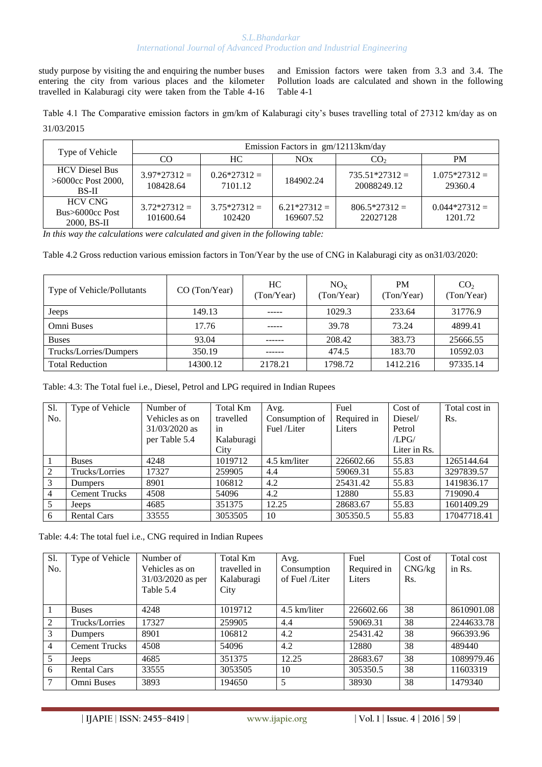study purpose by visiting the and enquiring the number buses entering the city from various places and the kilometer travelled in Kalaburagi city were taken from the Table 4-16 and Emission factors were taken from 3.3 and 3.4. The Pollution loads are calculated and shown in the following Table 4-1

Table 4.1 The Comparative emission factors in gm/km of Kalaburagi city's buses travelling total of 27312 km/day as on 31/03/2015

| Type of Vehicle | Emission Factors in gm/12113km/day | | | | |
|---|---|---|---|---|---|
| | CO | HC | NOx | $CO_2$ | PM |
| HCV Diesel Bus >6000cc Post 2000, BS-II | 3.97*27312 = 108428.64 | 0.26*27312 = 7101.12 | 184902.24 | 735.51*27312 = 20088249.12 | 1.075*27312 = 29360.4 |
| HCV CNG Bus>6000cc Post 2000, BS-II | 3.72*27312 = 101600.64 | 3.75*27312 = 102420 | 6.21*27312 = 169607.52 | 806.5*27312 = 22027128 | 0.044*27312 = 1201.72 |

*In this way the calculations were calculated and given in the following table:*

Table 4.2 Gross reduction various emission factors in Ton/Year by the use of CNG in Kalaburagi city as on31/03/2020:

| Type of Vehicle/Pollutants | CO (Ton/Year) | HC (Ton/Year) | $NO_X$ (Ton/Year) | PM (Ton/Year) | $CO_2$ (Ton/Year) |
|---|---|---|---|---|---|
| Jeeps | 149.13 | ----- | 1029.3 | 233.64 | 31776.9 |
| Omni Buses | 17.76 | ----- | 39.78 | 73.24 | 4899.41 |
| Buses | 93.04 | ------ | 208.42 | 383.73 | 25666.55 |
| Trucks/Lorries/Dumpers | 350.19 | ------ | 474.5 | 183.70 | 10592.03 |
| Total Reduction | 14300.12 | 2178.21 | 1798.72 | 1412.216 | 97335.14 |

Table: 4.3: The Total fuel i.e., Diesel, Petrol and LPG required in Indian Rupees

| Sl. No. | Type of Vehicle | Number of Vehicles as on 31/03/2020 as per Table 5.4 | Total Km travelled in Kalaburagi City | Avg. Consumption of Fuel /Liter | Fuel Required in Liters | Cost of Diesel/ Petrol /LPG/ Liter in Rs. | Total cost in Rs. |
|---|---|---|---|---|---|---|---|
| 1 | Buses | 4248 | 1019712 | 4.5 km/liter | 226602.66 | 55.83 | 1265144.64 |
| 2 | Trucks/Lorries | 17327 | 259905 | 4.4 | 59069.31 | 55.83 | 3297839.57 |
| 3 | Dumpers | 8901 | 106812 | 4.2 | 25431.42 | 55.83 | 1419836.17 |
| 4 | Cement Trucks | 4508 | 54096 | 4.2 | 12880 | 55.83 | 719090.4 |
| 5 | Jeeps | 4685 | 351375 | 12.25 | 28683.67 | 55.83 | 1601409.29 |
| 6 | Rental Cars | 33555 | 3053505 | 10 | 305350.5 | 55.83 | 17047718.41 |

Table: 4.4: The total fuel i.e., CNG required in Indian Rupees

| Sl. No. | Type of Vehicle | Number of Vehicles as on 31/03/2020 as per Table 5.4 | Total Km travelled in Kalaburagi City | Avg. Consumption of Fuel /Liter | Fuel Required in Liters | Cost of CNG/kg Rs. | Total cost in Rs. |
|---|---|---|---|---|---|---|---|
| 1 | Buses | 4248 | 1019712 | 4.5 km/liter | 226602.66 | 38 | 8610901.08 |
| 2 | Trucks/Lorries | 17327 | 259905 | 4.4 | 59069.31 | 38 | 2244633.78 |
| 3 | Dumpers | 8901 | 106812 | 4.2 | 25431.42 | 38 | 966393.96 |
| 4 | Cement Trucks | 4508 | 54096 | 4.2 | 12880 | 38 | 489440 |
| 5 | Jeeps | 4685 | 351375 | 12.25 | 28683.67 | 38 | 1089979.46 |
| 6 | Rental Cars | 33555 | 3053505 | 10 | 305350.5 | 38 | 11603319 |
| 7 | Omni Buses | 3893 | 194650 | 5 | 38930 | 38 | 1479340 |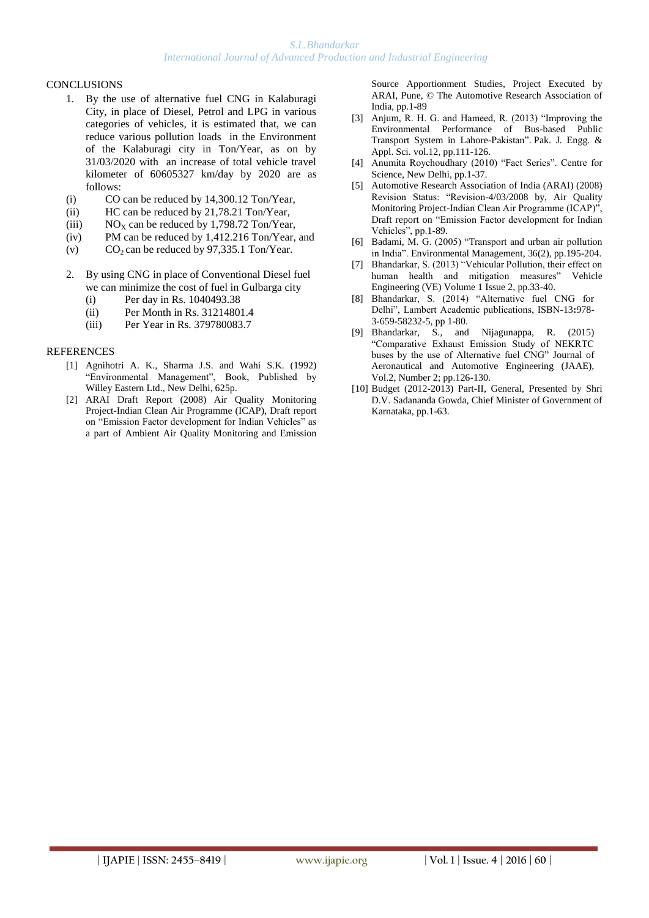## CONCLUSIONS

1. By the use of alternative fuel CNG in Kalaburagi City, in place of Diesel, Petrol and LPG in various categories of vehicles, it is estimated that, we can reduce various pollution loads in the Environment of the Kalaburagi city in Ton/Year, as on by 31/03/2020 with an increase of total vehicle travel kilometer of 60605327 km/day by 2020 are as follows:

(i) CO can be reduced by 14,300.12 Ton/Year,
(ii) HC can be reduced by 21,78.21 Ton/Year,
(iii) $NO_X$ can be reduced by 1,798.72 Ton/Year,
(iv) PM can be reduced by 1,412.216 Ton/Year, and
(v) $CO_2$ can be reduced by 97,335.1 Ton/Year.

2. By using CNG in place of Conventional Diesel fuel we can minimize the cost of fuel in Gulbarga city
   (i) Per day in Rs. 1040493.38
   (ii) Per Month in Rs. 31214801.4
   (iii) Per Year in Rs. 379780083.7

## REFERENCES

[1] Agnihotri A. K., Sharma J.S. and Wahi S.K. (1992) "Environmental Management", Book, Published by Willey Eastern Ltd., New Delhi, 625p.

[2] ARAI Draft Report (2008) Air Quality Monitoring Project-Indian Clean Air Programme (ICAP), Draft report on "Emission Factor development for Indian Vehicles" as a part of Ambient Air Quality Monitoring and Emission Source Apportionment Studies, Project Executed by ARAI, Pune, © The Automotive Research Association of India, pp.1-89

[3] Anjum, R. H. G. and Hameed, R. (2013) "Improving the Environmental Performance of Bus-based Public Transport System in Lahore-Pakistan". Pak. J. Engg. & Appl. Sci. vol.12, pp.111-126.

[4] Anumita Roychoudhary (2010) "Fact Series". Centre for Science, New Delhi, pp.1-37.

[5] Automotive Research Association of India (ARAI) (2008) Revision Status: "Revision-4/03/2008 by, Air Quality Monitoring Project-Indian Clean Air Programme (ICAP)", Draft report on "Emission Factor development for Indian Vehicles", pp.1-89.

[6] Badami, M. G. (2005) "Transport and urban air pollution in India". Environmental Management, 36(2), pp.195-204.

[7] Bhandarkar, S. (2013) "Vehicular Pollution, their effect on human health and mitigation measures" Vehicle Engineering (VE) Volume 1 Issue 2, pp.33-40.

[8] Bhandarkar, S. (2014) "Alternative fuel CNG for Delhi", Lambert Academic publications, ISBN-13**:**978-3-659-58232-5, pp 1-80.

[9] Bhandarkar, S., and Nijagunappa, R. (2015) "Comparative Exhaust Emission Study of NEKRTC buses by the use of Alternative fuel CNG" Journal of Aeronautical and Automotive Engineering (JAAE), Vol.2, Number 2; pp.126-130.

[10] Budget (2012-2013) Part-II, General, Presented by Shri D.V. Sadananda Gowda, Chief Minister of Government of Karnataka, pp.1-63.